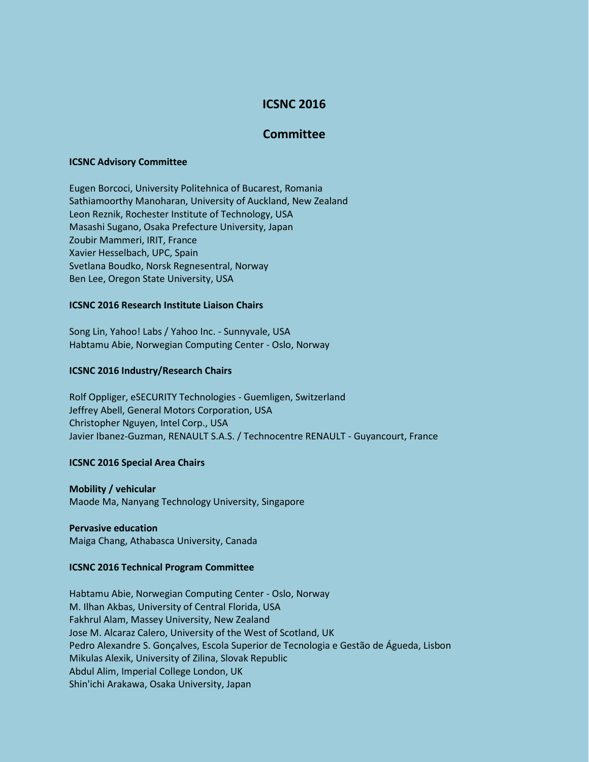# ICSNC 2016

## Committee

### ICSNC Advisory Committee

Eugen Borcoci, University Politehnica of Bucarest, Romania
Sathiamoorthy Manoharan, University of Auckland, New Zealand
Leon Reznik, Rochester Institute of Technology, USA
Masashi Sugano, Osaka Prefecture University, Japan
Zoubir Mammeri, IRIT, France
Xavier Hesselbach, UPC, Spain
Svetlana Boudko, Norsk Regnesentral, Norway
Ben Lee, Oregon State University, USA

### ICSNC 2016 Research Institute Liaison Chairs

Song Lin, Yahoo! Labs / Yahoo Inc. - Sunnyvale, USA
Habtamu Abie, Norwegian Computing Center - Oslo, Norway

### ICSNC 2016 Industry/Research Chairs

Rolf Oppliger, eSECURITY Technologies - Guemligen, Switzerland
Jeffrey Abell, General Motors Corporation, USA
Christopher Nguyen, Intel Corp., USA
Javier Ibanez-Guzman, RENAULT S.A.S. / Technocentre RENAULT - Guyancourt, France

### ICSNC 2016 Special Area Chairs

**Mobility / vehicular**
Maode Ma, Nanyang Technology University, Singapore

**Pervasive education**
Maiga Chang, Athabasca University, Canada

### ICSNC 2016 Technical Program Committee

Habtamu Abie, Norwegian Computing Center - Oslo, Norway
M. Ilhan Akbas, University of Central Florida, USA
Fakhrul Alam, Massey University, New Zealand
Jose M. Alcaraz Calero, University of the West of Scotland, UK
Pedro Alexandre S. Gonçalves, Escola Superior de Tecnologia e Gestão de Águeda, Lisbon
Mikulas Alexik, University of Zilina, Slovak Republic
Abdul Alim, Imperial College London, UK
Shin'ichi Arakawa, Osaka University, Japan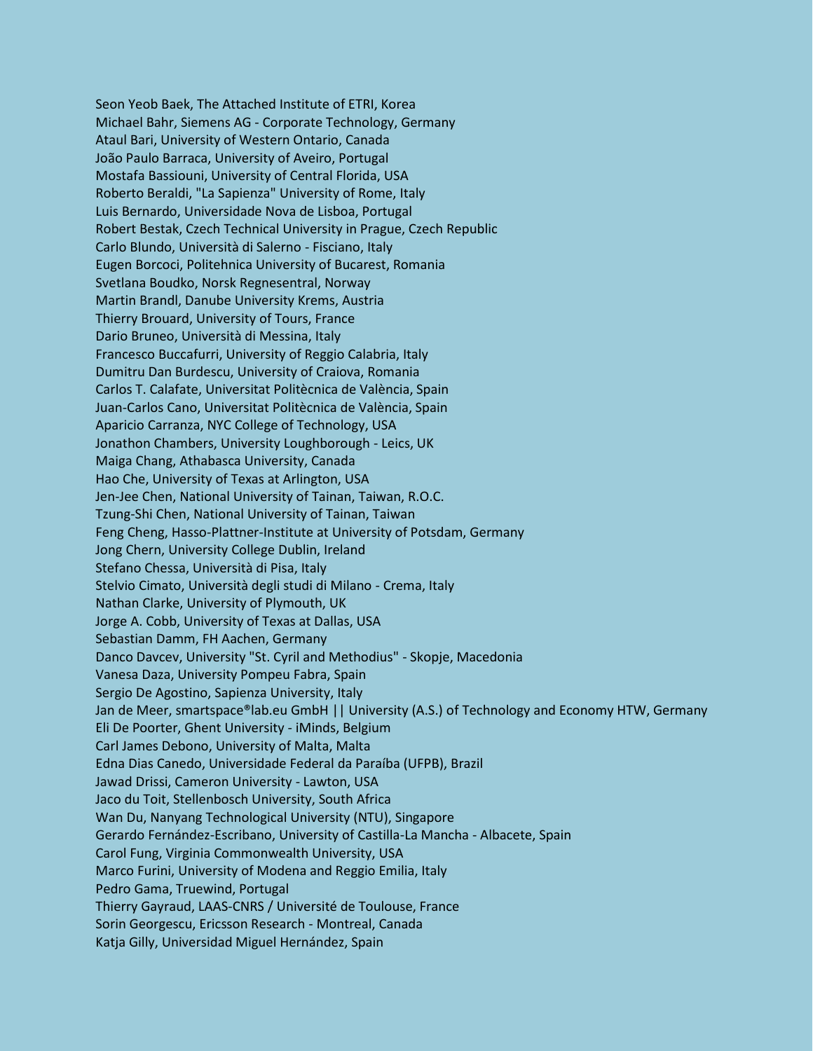Seon Yeob Baek, The Attached Institute of ETRI, Korea
Michael Bahr, Siemens AG - Corporate Technology, Germany
Ataul Bari, University of Western Ontario, Canada
João Paulo Barraca, University of Aveiro, Portugal
Mostafa Bassiouni, University of Central Florida, USA
Roberto Beraldi, "La Sapienza" University of Rome, Italy
Luis Bernardo, Universidade Nova de Lisboa, Portugal
Robert Bestak, Czech Technical University in Prague, Czech Republic
Carlo Blundo, Università di Salerno - Fisciano, Italy
Eugen Borcoci, Politehnica University of Bucarest, Romania
Svetlana Boudko, Norsk Regnesentral, Norway
Martin Brandl, Danube University Krems, Austria
Thierry Brouard, University of Tours, France
Dario Bruneo, Università di Messina, Italy
Francesco Buccafurri, University of Reggio Calabria, Italy
Dumitru Dan Burdescu, University of Craiova, Romania
Carlos T. Calafate, Universitat Politècnica de València, Spain
Juan-Carlos Cano, Universitat Politècnica de València, Spain
Aparicio Carranza, NYC College of Technology, USA
Jonathon Chambers, University Loughborough - Leics, UK
Maiga Chang, Athabasca University, Canada
Hao Che, University of Texas at Arlington, USA
Jen-Jee Chen, National University of Tainan, Taiwan, R.O.C.
Tzung-Shi Chen, National University of Tainan, Taiwan
Feng Cheng, Hasso-Plattner-Institute at University of Potsdam, Germany
Jong Chern, University College Dublin, Ireland
Stefano Chessa, Università di Pisa, Italy
Stelvio Cimato, Università degli studi di Milano - Crema, Italy
Nathan Clarke, University of Plymouth, UK
Jorge A. Cobb, University of Texas at Dallas, USA
Sebastian Damm, FH Aachen, Germany
Danco Davcev, University "St. Cyril and Methodius" - Skopje, Macedonia
Vanesa Daza, University Pompeu Fabra, Spain
Sergio De Agostino, Sapienza University, Italy
Jan de Meer, smartspace®lab.eu GmbH || University (A.S.) of Technology and Economy HTW, Germany
Eli De Poorter, Ghent University - iMinds, Belgium
Carl James Debono, University of Malta, Malta
Edna Dias Canedo, Universidade Federal da Paraíba (UFPB), Brazil
Jawad Drissi, Cameron University - Lawton, USA
Jaco du Toit, Stellenbosch University, South Africa
Wan Du, Nanyang Technological University (NTU), Singapore
Gerardo Fernández-Escribano, University of Castilla-La Mancha - Albacete, Spain
Carol Fung, Virginia Commonwealth University, USA
Marco Furini, University of Modena and Reggio Emilia, Italy
Pedro Gama, Truewind, Portugal
Thierry Gayraud, LAAS-CNRS / Université de Toulouse, France
Sorin Georgescu, Ericsson Research - Montreal, Canada
Katja Gilly, Universidad Miguel Hernández, Spain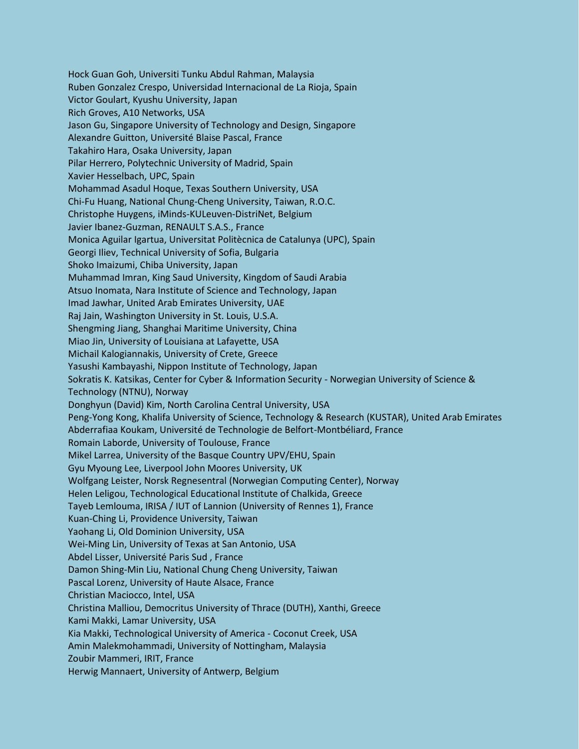Hock Guan Goh, Universiti Tunku Abdul Rahman, Malaysia
Ruben Gonzalez Crespo, Universidad Internacional de La Rioja, Spain
Victor Goulart, Kyushu University, Japan
Rich Groves, A10 Networks, USA
Jason Gu, Singapore University of Technology and Design, Singapore
Alexandre Guitton, Université Blaise Pascal, France
Takahiro Hara, Osaka University, Japan
Pilar Herrero, Polytechnic University of Madrid, Spain
Xavier Hesselbach, UPC, Spain
Mohammad Asadul Hoque, Texas Southern University, USA
Chi-Fu Huang, National Chung-Cheng University, Taiwan, R.O.C.
Christophe Huygens, iMinds-KULeuven-DistriNet, Belgium
Javier Ibanez-Guzman, RENAULT S.A.S., France
Monica Aguilar Igartua, Universitat Politècnica de Catalunya (UPC), Spain
Georgi Iliev, Technical University of Sofia, Bulgaria
Shoko Imaizumi, Chiba University, Japan
Muhammad Imran, King Saud University, Kingdom of Saudi Arabia
Atsuo Inomata, Nara Institute of Science and Technology, Japan
Imad Jawhar, United Arab Emirates University, UAE
Raj Jain, Washington University in St. Louis, U.S.A.
Shengming Jiang, Shanghai Maritime University, China
Miao Jin, University of Louisiana at Lafayette, USA
Michail Kalogiannakis, University of Crete, Greece
Yasushi Kambayashi, Nippon Institute of Technology, Japan
Sokratis K. Katsikas, Center for Cyber & Information Security - Norwegian University of Science & Technology (NTNU), Norway
Donghyun (David) Kim, North Carolina Central University, USA
Peng-Yong Kong, Khalifa University of Science, Technology & Research (KUSTAR), United Arab Emirates
Abderrafiaa Koukam, Université de Technologie de Belfort-Montbéliard, France
Romain Laborde, University of Toulouse, France
Mikel Larrea, University of the Basque Country UPV/EHU, Spain
Gyu Myoung Lee, Liverpool John Moores University, UK
Wolfgang Leister, Norsk Regnesentral (Norwegian Computing Center), Norway
Helen Leligou, Technological Educational Institute of Chalkida, Greece
Tayeb Lemlouma, IRISA / IUT of Lannion (University of Rennes 1), France
Kuan-Ching Li, Providence University, Taiwan
Yaohang Li, Old Dominion University, USA
Wei-Ming Lin, University of Texas at San Antonio, USA
Abdel Lisser, Université Paris Sud , France
Damon Shing-Min Liu, National Chung Cheng University, Taiwan
Pascal Lorenz, University of Haute Alsace, France
Christian Maciocco, Intel, USA
Christina Malliou, Democritus University of Thrace (DUTH), Xanthi, Greece
Kami Makki, Lamar University, USA
Kia Makki, Technological University of America - Coconut Creek, USA
Amin Malekmohammadi, University of Nottingham, Malaysia
Zoubir Mammeri, IRIT, France
Herwig Mannaert, University of Antwerp, Belgium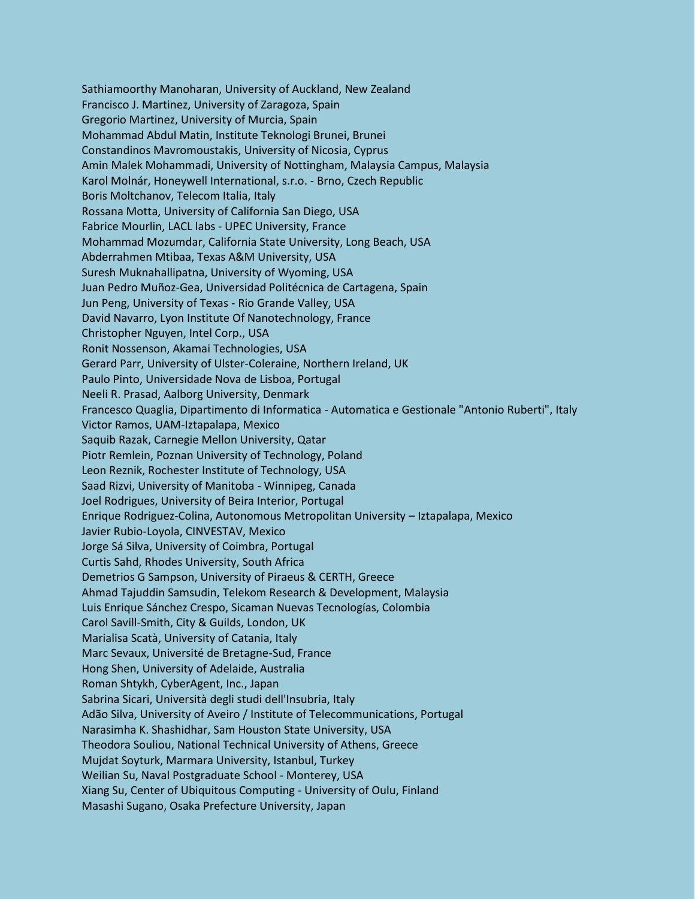Sathiamoorthy Manoharan, University of Auckland, New Zealand
Francisco J. Martinez, University of Zaragoza, Spain
Gregorio Martinez, University of Murcia, Spain
Mohammad Abdul Matin, Institute Teknologi Brunei, Brunei
Constandinos Mavromoustakis, University of Nicosia, Cyprus
Amin Malek Mohammadi, University of Nottingham, Malaysia Campus, Malaysia
Karol Molnár, Honeywell International, s.r.o. - Brno, Czech Republic
Boris Moltchanov, Telecom Italia, Italy
Rossana Motta, University of California San Diego, USA
Fabrice Mourlin, LACL labs - UPEC University, France
Mohammad Mozumdar, California State University, Long Beach, USA
Abderrahmen Mtibaa, Texas A&M University, USA
Suresh Muknahallipatna, University of Wyoming, USA
Juan Pedro Muñoz-Gea, Universidad Politécnica de Cartagena, Spain
Jun Peng, University of Texas - Rio Grande Valley, USA
David Navarro, Lyon Institute Of Nanotechnology, France
Christopher Nguyen, Intel Corp., USA
Ronit Nossenson, Akamai Technologies, USA
Gerard Parr, University of Ulster-Coleraine, Northern Ireland, UK
Paulo Pinto, Universidade Nova de Lisboa, Portugal
Neeli R. Prasad, Aalborg University, Denmark
Francesco Quaglia, Dipartimento di Informatica - Automatica e Gestionale "Antonio Ruberti", Italy
Victor Ramos, UAM-Iztapalapa, Mexico
Saquib Razak, Carnegie Mellon University, Qatar
Piotr Remlein, Poznan University of Technology, Poland
Leon Reznik, Rochester Institute of Technology, USA
Saad Rizvi, University of Manitoba - Winnipeg, Canada
Joel Rodrigues, University of Beira Interior, Portugal
Enrique Rodriguez-Colina, Autonomous Metropolitan University – Iztapalapa, Mexico
Javier Rubio-Loyola, CINVESTAV, Mexico
Jorge Sá Silva, University of Coimbra, Portugal
Curtis Sahd, Rhodes University, South Africa
Demetrios G Sampson, University of Piraeus & CERTH, Greece
Ahmad Tajuddin Samsudin, Telekom Research & Development, Malaysia
Luis Enrique Sánchez Crespo, Sicaman Nuevas Tecnologías, Colombia
Carol Savill-Smith, City & Guilds, London, UK
Marialisa Scatà, University of Catania, Italy
Marc Sevaux, Université de Bretagne-Sud, France
Hong Shen, University of Adelaide, Australia
Roman Shtykh, CyberAgent, Inc., Japan
Sabrina Sicari, Università degli studi dell'Insubria, Italy
Adão Silva, University of Aveiro / Institute of Telecommunications, Portugal
Narasimha K. Shashidhar, Sam Houston State University, USA
Theodora Souliou, National Technical University of Athens, Greece
Mujdat Soyturk, Marmara University, Istanbul, Turkey
Weilian Su, Naval Postgraduate School - Monterey, USA
Xiang Su, Center of Ubiquitous Computing - University of Oulu, Finland
Masashi Sugano, Osaka Prefecture University, Japan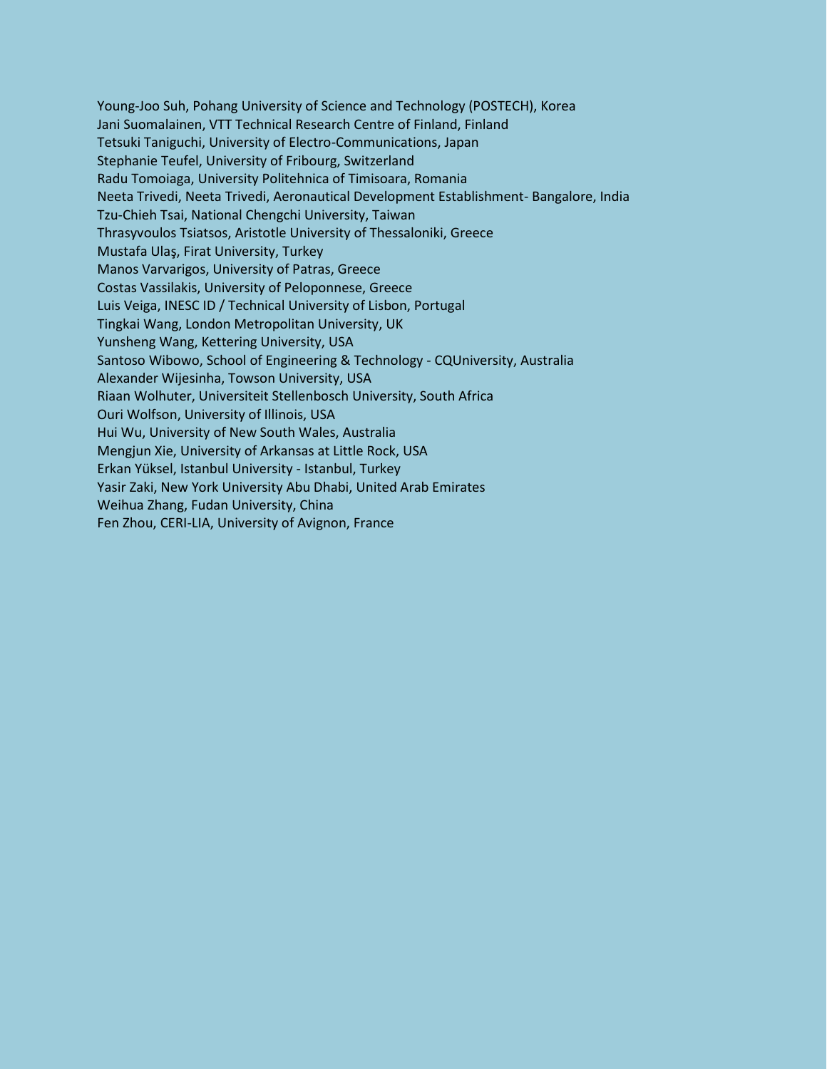Young-Joo Suh, Pohang University of Science and Technology (POSTECH), Korea
Jani Suomalainen, VTT Technical Research Centre of Finland, Finland
Tetsuki Taniguchi, University of Electro-Communications, Japan
Stephanie Teufel, University of Fribourg, Switzerland
Radu Tomoiaga, University Politehnica of Timisoara, Romania
Neeta Trivedi, Neeta Trivedi, Aeronautical Development Establishment- Bangalore, India
Tzu-Chieh Tsai, National Chengchi University, Taiwan
Thrasyvoulos Tsiatsos, Aristotle University of Thessaloniki, Greece
Mustafa Ulaş, Firat University, Turkey
Manos Varvarigos, University of Patras, Greece
Costas Vassilakis, University of Peloponnese, Greece
Luis Veiga, INESC ID / Technical University of Lisbon, Portugal
Tingkai Wang, London Metropolitan University, UK
Yunsheng Wang, Kettering University, USA
Santoso Wibowo, School of Engineering & Technology - CQUniversity, Australia
Alexander Wijesinha, Towson University, USA
Riaan Wolhuter, Universiteit Stellenbosch University, South Africa
Ouri Wolfson, University of Illinois, USA
Hui Wu, University of New South Wales, Australia
Mengjun Xie, University of Arkansas at Little Rock, USA
Erkan Yüksel, Istanbul University - Istanbul, Turkey
Yasir Zaki, New York University Abu Dhabi, United Arab Emirates
Weihua Zhang, Fudan University, China
Fen Zhou, CERI-LIA, University of Avignon, France